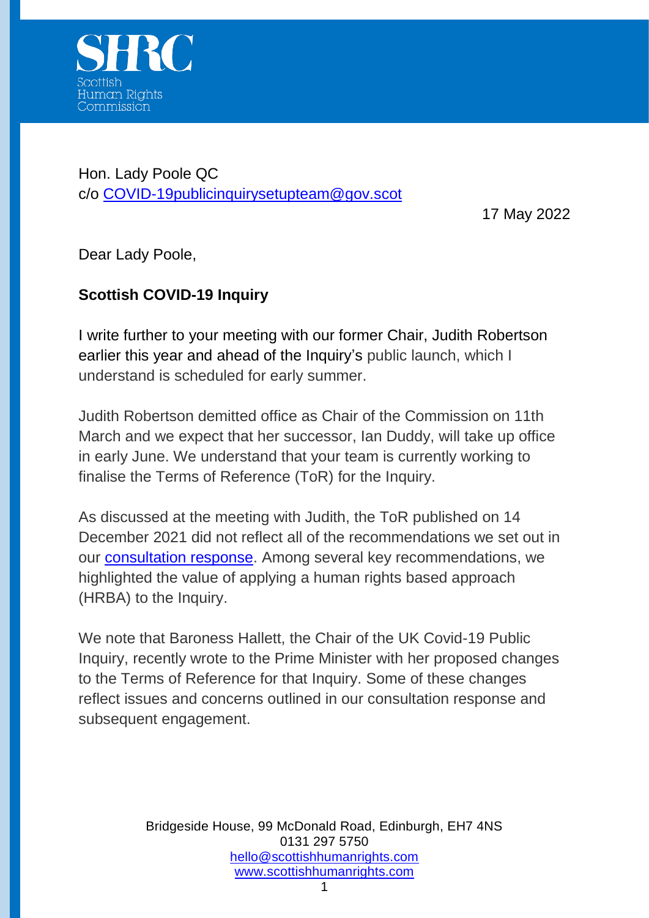SHRC
Scottish Human Rights Commission

Hon. Lady Poole QC
c/o [COVID-19publicinquirysetupteam@gov.scot](mailto:COVID-19publicinquirysetupteam@gov.scot)

17 May 2022

Dear Lady Poole,

**Scottish COVID-19 Inquiry**

I write further to your meeting with our former Chair, Judith Robertson earlier this year and ahead of the Inquiry's public launch, which I understand is scheduled for early summer.

Judith Robertson demitted office as Chair of the Commission on 11th March and we expect that her successor, Ian Duddy, will take up office in early June. We understand that your team is currently working to finalise the Terms of Reference (ToR) for the Inquiry.

As discussed at the meeting with Judith, the ToR published on 14 December 2021 did not reflect all of the recommendations we set out in our [consultation response](). Among several key recommendations, we highlighted the value of applying a human rights based approach (HRBA) to the Inquiry.

We note that Baroness Hallett, the Chair of the UK Covid-19 Public Inquiry, recently wrote to the Prime Minister with her proposed changes to the Terms of Reference for that Inquiry. Some of these changes reflect issues and concerns outlined in our consultation response and subsequent engagement.

Bridgeside House, 99 McDonald Road, Edinburgh, EH7 4NS
0131 297 5750
[hello@scottishhumanrights.com](mailto:hello@scottishhumanrights.com)
[www.scottishhumanrights.com](http://www.scottishhumanrights.com)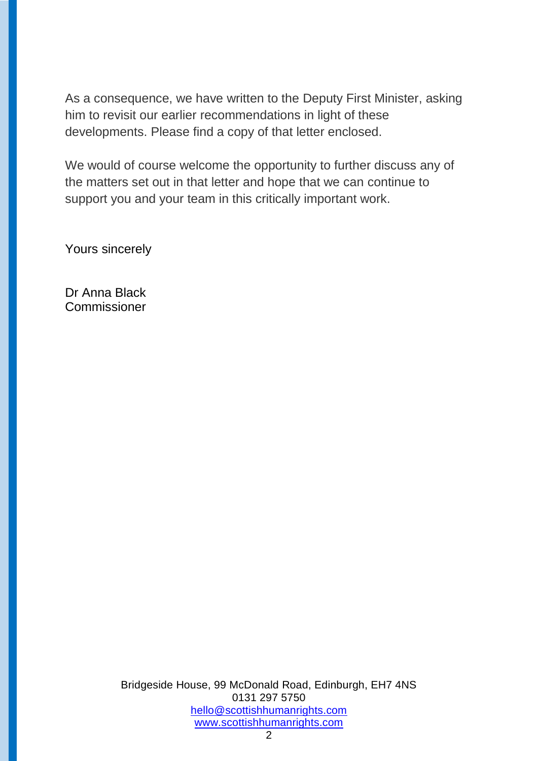As a consequence, we have written to the Deputy First Minister, asking him to revisit our earlier recommendations in light of these developments. Please find a copy of that letter enclosed.

We would of course welcome the opportunity to further discuss any of the matters set out in that letter and hope that we can continue to support you and your team in this critically important work.

Yours sincerely

Dr Anna Black
Commissioner

Bridgeside House, 99 McDonald Road, Edinburgh, EH7 4NS
0131 297 5750
hello@scottishhumanrights.com
www.scottishhumanrights.com